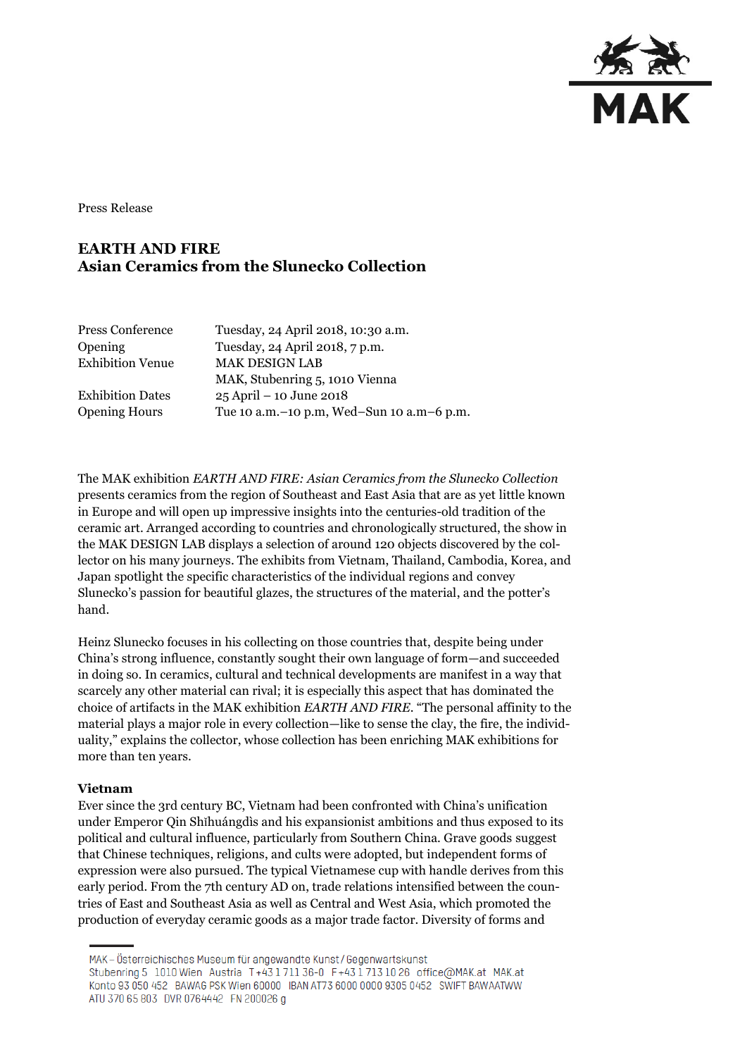Press Release

# EARTH AND FIRE
## Asian Ceramics from the Slunecko Collection

| | |
|---|---|
| Press Conference | Tuesday, 24 April 2018, 10:30 a.m. |
| Opening | Tuesday, 24 April 2018, 7 p.m. |
| Exhibition Venue | MAK DESIGN LAB<br>MAK, Stubenring 5, 1010 Vienna |
| Exhibition Dates | 25 April – 10 June 2018 |
| Opening Hours | Tue 10 a.m.–10 p.m, Wed–Sun 10 a.m–6 p.m. |

The MAK exhibition *EARTH AND FIRE: Asian Ceramics from the Slunecko Collection* presents ceramics from the region of Southeast and East Asia that are as yet little known in Europe and will open up impressive insights into the centuries-old tradition of the ceramic art. Arranged according to countries and chronologically structured, the show in the MAK DESIGN LAB displays a selection of around 120 objects discovered by the collector on his many journeys. The exhibits from Vietnam, Thailand, Cambodia, Korea, and Japan spotlight the specific characteristics of the individual regions and convey Slunecko's passion for beautiful glazes, the structures of the material, and the potter's hand.

Heinz Slunecko focuses in his collecting on those countries that, despite being under China's strong influence, constantly sought their own language of form—and succeeded in doing so. In ceramics, cultural and technical developments are manifest in a way that scarcely any other material can rival; it is especially this aspect that has dominated the choice of artifacts in the MAK exhibition *EARTH AND FIRE*. "The personal affinity to the material plays a major role in every collection—like to sense the clay, the fire, the individuality," explains the collector, whose collection has been enriching MAK exhibitions for more than ten years.

### Vietnam

Ever since the 3rd century BC, Vietnam had been confronted with China's unification under Emperor Qin Shǐhuángdì and his expansionist ambitions and thus exposed to its political and cultural influence, particularly from Southern China. Grave goods suggest that Chinese techniques, religions, and cults were adopted, but independent forms of expression were also pursued. The typical Vietnamese cup with handle derives from this early period. From the 7th century AD on, trade relations intensified between the countries of East and Southeast Asia as well as Central and West Asia, which promoted the production of everyday ceramic goods as a major trade factor. Diversity of forms and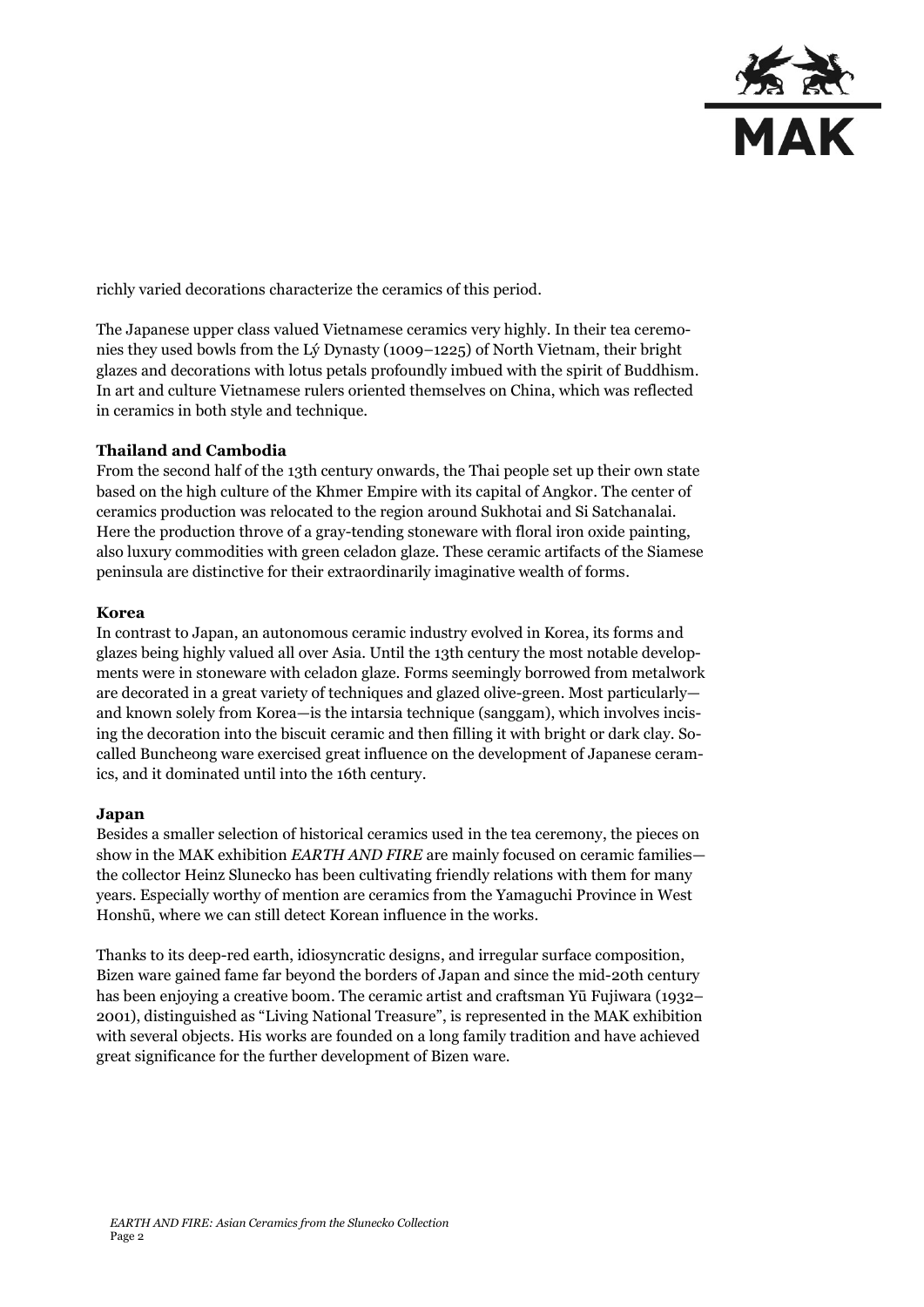richly varied decorations characterize the ceramics of this period.

The Japanese upper class valued Vietnamese ceramics very highly. In their tea ceremonies they used bowls from the Lý Dynasty (1009–1225) of North Vietnam, their bright glazes and decorations with lotus petals profoundly imbued with the spirit of Buddhism. In art and culture Vietnamese rulers oriented themselves on China, which was reflected in ceramics in both style and technique.

**Thailand and Cambodia**

From the second half of the 13th century onwards, the Thai people set up their own state based on the high culture of the Khmer Empire with its capital of Angkor. The center of ceramics production was relocated to the region around Sukhotai and Si Satchanalai. Here the production throve of a gray-tending stoneware with floral iron oxide painting, also luxury commodities with green celadon glaze. These ceramic artifacts of the Siamese peninsula are distinctive for their extraordinarily imaginative wealth of forms.

**Korea**

In contrast to Japan, an autonomous ceramic industry evolved in Korea, its forms and glazes being highly valued all over Asia. Until the 13th century the most notable developments were in stoneware with celadon glaze. Forms seemingly borrowed from metalwork are decorated in a great variety of techniques and glazed olive-green. Most particularly—and known solely from Korea—is the intarsia technique (sanggam), which involves incising the decoration into the biscuit ceramic and then filling it with bright or dark clay. So-called Buncheong ware exercised great influence on the development of Japanese ceramics, and it dominated until into the 16th century.

**Japan**

Besides a smaller selection of historical ceramics used in the tea ceremony, the pieces on show in the MAK exhibition *EARTH AND FIRE* are mainly focused on ceramic families—the collector Heinz Slunecko has been cultivating friendly relations with them for many years. Especially worthy of mention are ceramics from the Yamaguchi Province in West Honshū, where we can still detect Korean influence in the works.

Thanks to its deep-red earth, idiosyncratic designs, and irregular surface composition, Bizen ware gained fame far beyond the borders of Japan and since the mid-20th century has been enjoying a creative boom. The ceramic artist and craftsman Yū Fujiwara (1932–2001), distinguished as "Living National Treasure", is represented in the MAK exhibition with several objects. His works are founded on a long family tradition and have achieved great significance for the further development of Bizen ware.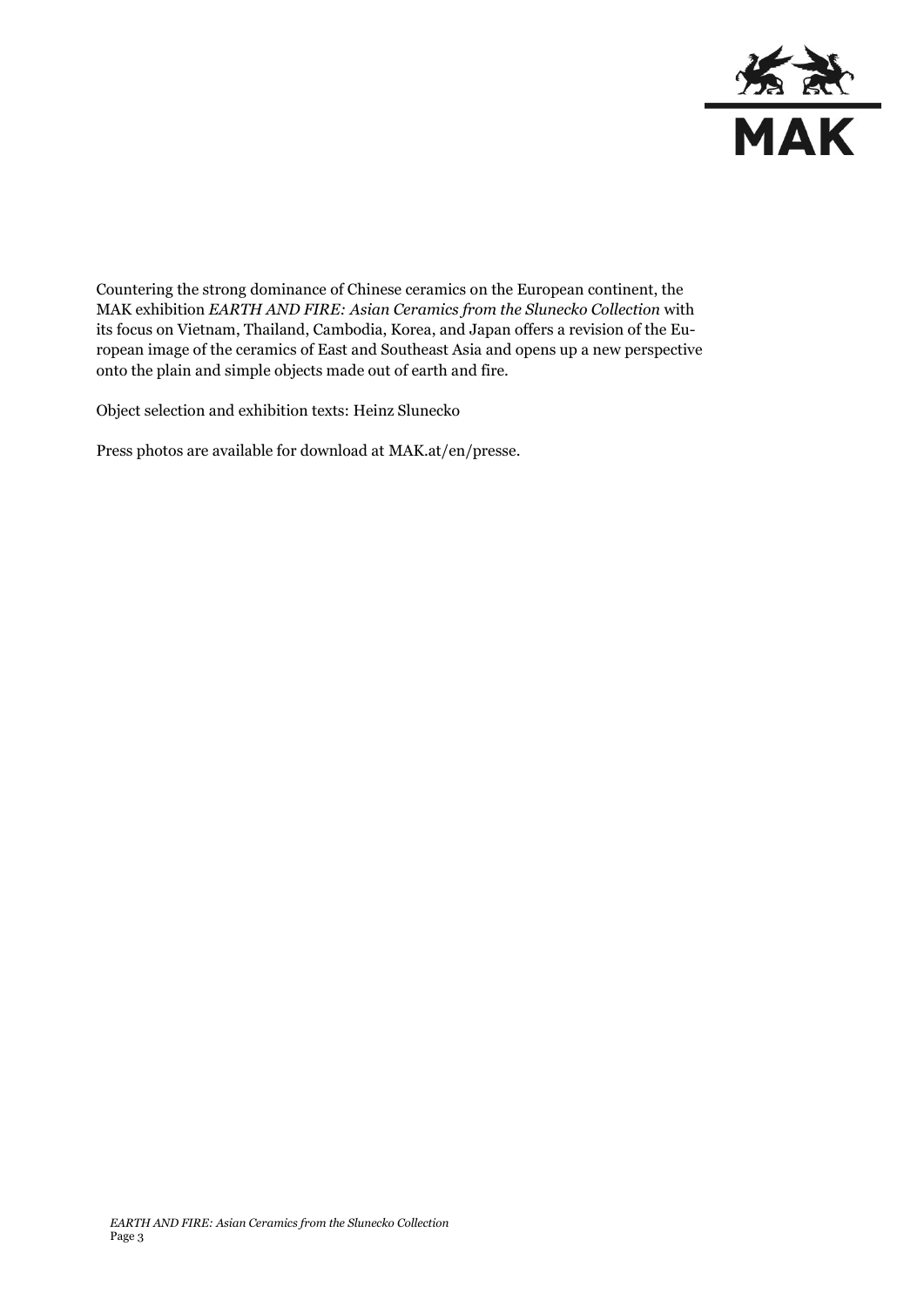Countering the strong dominance of Chinese ceramics on the European continent, the MAK exhibition *EARTH AND FIRE: Asian Ceramics from the Slunecko Collection* with its focus on Vietnam, Thailand, Cambodia, Korea, and Japan offers a revision of the European image of the ceramics of East and Southeast Asia and opens up a new perspective onto the plain and simple objects made out of earth and fire.

Object selection and exhibition texts: Heinz Slunecko

Press photos are available for download at MAK.at/en/presse.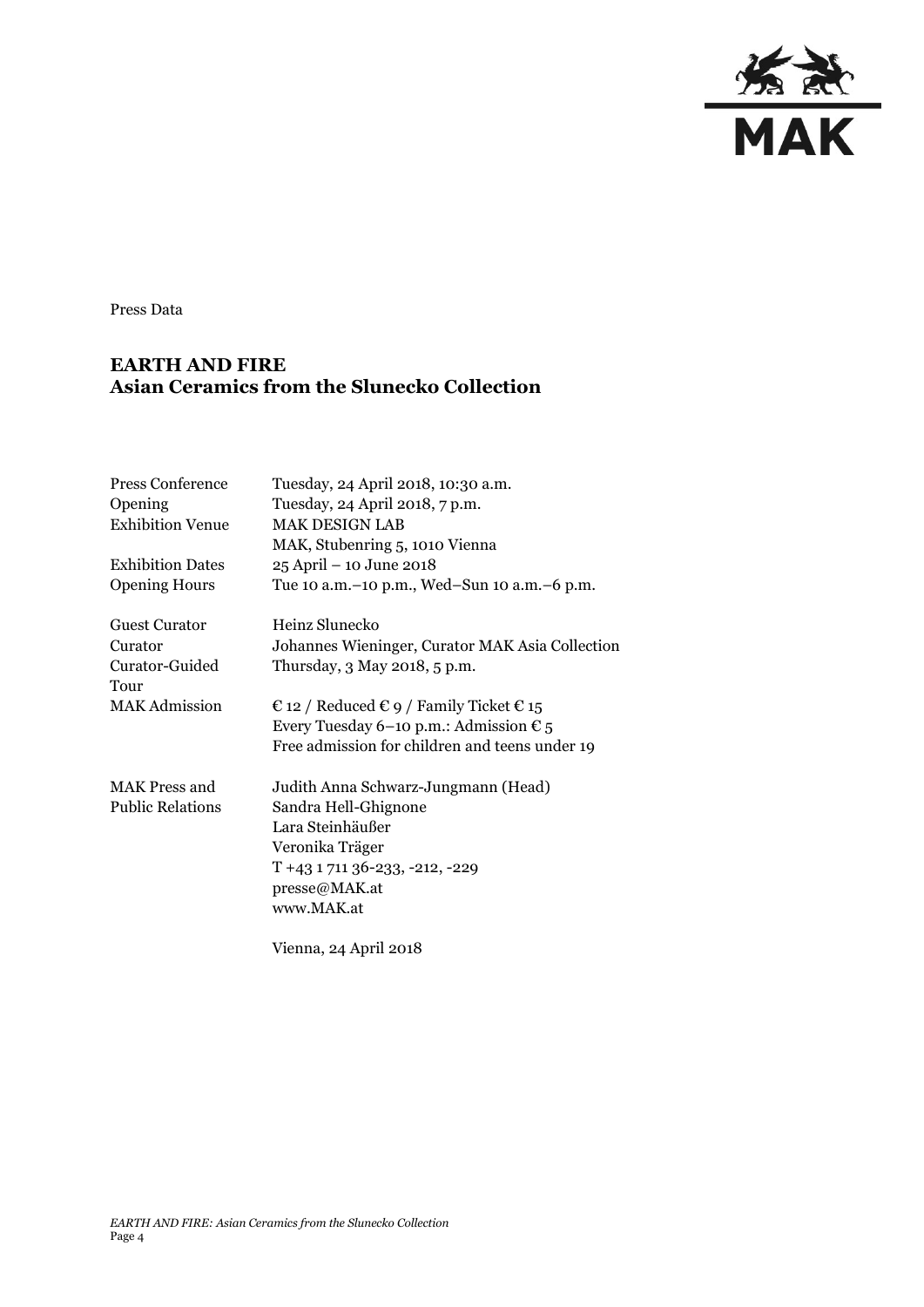Press Data

## EARTH AND FIRE
## Asian Ceramics from the Slunecko Collection

| | |
|---|---|
| Press Conference | Tuesday, 24 April 2018, 10:30 a.m. |
| Opening | Tuesday, 24 April 2018, 7 p.m. |
| Exhibition Venue | MAK DESIGN LAB<br>MAK, Stubenring 5, 1010 Vienna |
| Exhibition Dates | 25 April – 10 June 2018 |
| Opening Hours | Tue 10 a.m.–10 p.m., Wed–Sun 10 a.m.–6 p.m. |
| Guest Curator | Heinz Slunecko |
| Curator | Johannes Wieninger, Curator MAK Asia Collection |
| Curator-Guided Tour | Thursday, 3 May 2018, 5 p.m. |
| MAK Admission | € 12 / Reduced € 9 / Family Ticket € 15<br>Every Tuesday 6–10 p.m.: Admission € 5<br>Free admission for children and teens under 19 |
| MAK Press and Public Relations | Judith Anna Schwarz-Jungmann (Head)<br>Sandra Hell-Ghignone<br>Lara Steinhäußer<br>Veronika Träger<br>T +43 1 711 36-233, -212, -229<br>presse@MAK.at<br>www.MAK.at |

Vienna, 24 April 2018